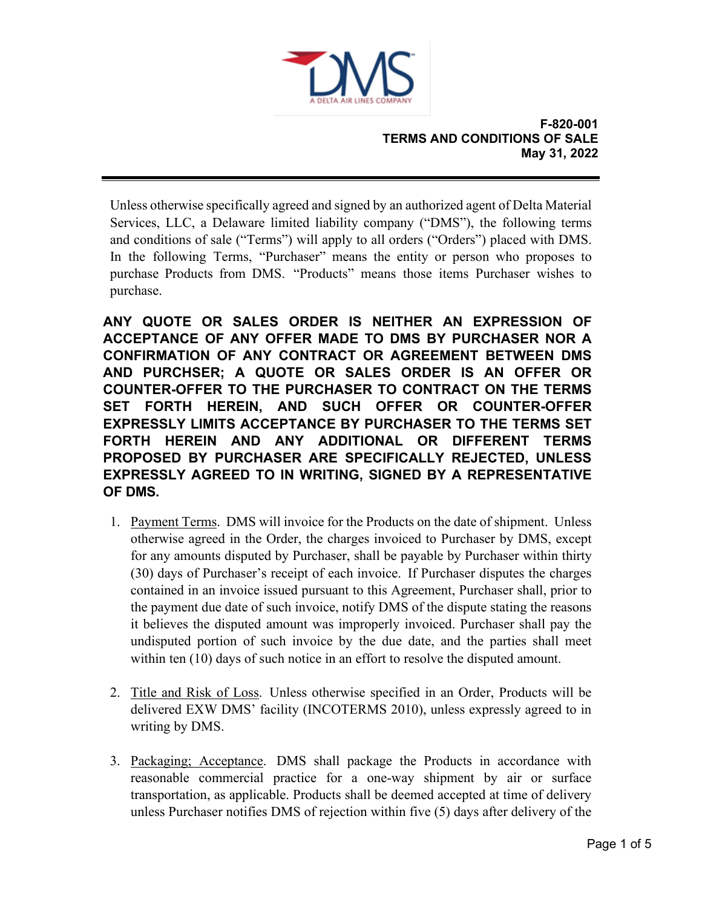**F-820-001**
**TERMS AND CONDITIONS OF SALE**
**May 31, 2022**

---

Unless otherwise specifically agreed and signed by an authorized agent of Delta Material Services, LLC, a Delaware limited liability company ("DMS"), the following terms and conditions of sale ("Terms") will apply to all orders ("Orders") placed with DMS. In the following Terms, "Purchaser" means the entity or person who proposes to purchase Products from DMS. "Products" means those items Purchaser wishes to purchase.

**ANY QUOTE OR SALES ORDER IS NEITHER AN EXPRESSION OF ACCEPTANCE OF ANY OFFER MADE TO DMS BY PURCHASER NOR A CONFIRMATION OF ANY CONTRACT OR AGREEMENT BETWEEN DMS AND PURCHSER; A QUOTE OR SALES ORDER IS AN OFFER OR COUNTER-OFFER TO THE PURCHASER TO CONTRACT ON THE TERMS SET FORTH HEREIN, AND SUCH OFFER OR COUNTER-OFFER EXPRESSLY LIMITS ACCEPTANCE BY PURCHASER TO THE TERMS SET FORTH HEREIN AND ANY ADDITIONAL OR DIFFERENT TERMS PROPOSED BY PURCHASER ARE SPECIFICALLY REJECTED, UNLESS EXPRESSLY AGREED TO IN WRITING, SIGNED BY A REPRESENTATIVE OF DMS.**

1. Payment Terms. DMS will invoice for the Products on the date of shipment. Unless otherwise agreed in the Order, the charges invoiced to Purchaser by DMS, except for any amounts disputed by Purchaser, shall be payable by Purchaser within thirty (30) days of Purchaser's receipt of each invoice. If Purchaser disputes the charges contained in an invoice issued pursuant to this Agreement, Purchaser shall, prior to the payment due date of such invoice, notify DMS of the dispute stating the reasons it believes the disputed amount was improperly invoiced. Purchaser shall pay the undisputed portion of such invoice by the due date, and the parties shall meet within ten (10) days of such notice in an effort to resolve the disputed amount.

2. Title and Risk of Loss. Unless otherwise specified in an Order, Products will be delivered EXW DMS' facility (INCOTERMS 2010), unless expressly agreed to in writing by DMS.

3. Packaging; Acceptance. DMS shall package the Products in accordance with reasonable commercial practice for a one-way shipment by air or surface transportation, as applicable. Products shall be deemed accepted at time of delivery unless Purchaser notifies DMS of rejection within five (5) days after delivery of the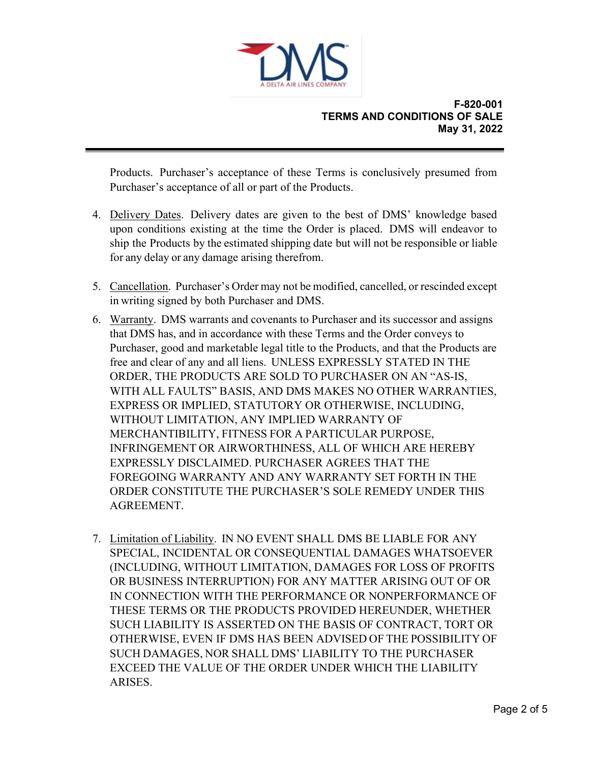Products. Purchaser's acceptance of these Terms is conclusively presumed from Purchaser's acceptance of all or part of the Products.

4. Delivery Dates. Delivery dates are given to the best of DMS' knowledge based upon conditions existing at the time the Order is placed. DMS will endeavor to ship the Products by the estimated shipping date but will not be responsible or liable for any delay or any damage arising therefrom.

5. Cancellation. Purchaser's Order may not be modified, cancelled, or rescinded except in writing signed by both Purchaser and DMS.

6. Warranty. DMS warrants and covenants to Purchaser and its successor and assigns that DMS has, and in accordance with these Terms and the Order conveys to Purchaser, good and marketable legal title to the Products, and that the Products are free and clear of any and all liens. UNLESS EXPRESSLY STATED IN THE ORDER, THE PRODUCTS ARE SOLD TO PURCHASER ON AN "AS-IS, WITH ALL FAULTS" BASIS, AND DMS MAKES NO OTHER WARRANTIES, EXPRESS OR IMPLIED, STATUTORY OR OTHERWISE, INCLUDING, WITHOUT LIMITATION, ANY IMPLIED WARRANTY OF MERCHANTIBILITY, FITNESS FOR A PARTICULAR PURPOSE, INFRINGEMENT OR AIRWORTHINESS, ALL OF WHICH ARE HEREBY EXPRESSLY DISCLAIMED. PURCHASER AGREES THAT THE FOREGOING WARRANTY AND ANY WARRANTY SET FORTH IN THE ORDER CONSTITUTE THE PURCHASER'S SOLE REMEDY UNDER THIS AGREEMENT.

7. Limitation of Liability. IN NO EVENT SHALL DMS BE LIABLE FOR ANY SPECIAL, INCIDENTAL OR CONSEQUENTIAL DAMAGES WHATSOEVER (INCLUDING, WITHOUT LIMITATION, DAMAGES FOR LOSS OF PROFITS OR BUSINESS INTERRUPTION) FOR ANY MATTER ARISING OUT OF OR IN CONNECTION WITH THE PERFORMANCE OR NONPERFORMANCE OF THESE TERMS OR THE PRODUCTS PROVIDED HEREUNDER, WHETHER SUCH LIABILITY IS ASSERTED ON THE BASIS OF CONTRACT, TORT OR OTHERWISE, EVEN IF DMS HAS BEEN ADVISED OF THE POSSIBILITY OF SUCH DAMAGES, NOR SHALL DMS' LIABILITY TO THE PURCHASER EXCEED THE VALUE OF THE ORDER UNDER WHICH THE LIABILITY ARISES.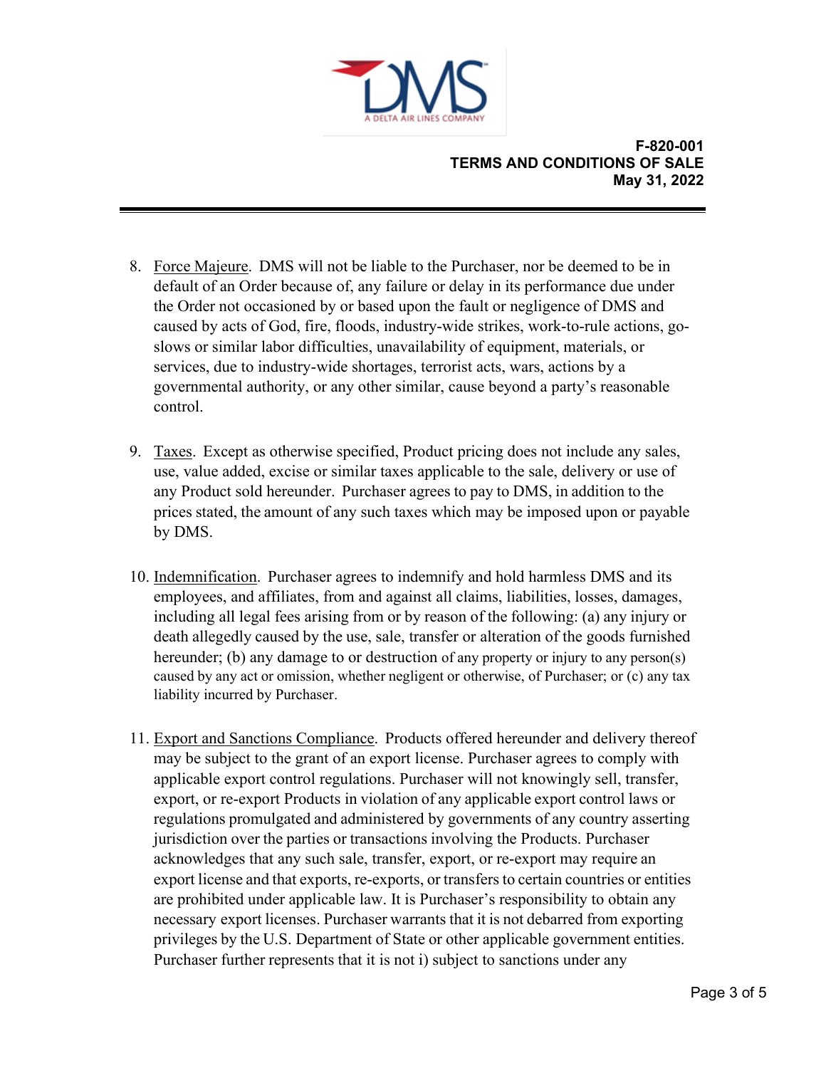8. Force Majeure. DMS will not be liable to the Purchaser, nor be deemed to be in default of an Order because of, any failure or delay in its performance due under the Order not occasioned by or based upon the fault or negligence of DMS and caused by acts of God, fire, floods, industry-wide strikes, work-to-rule actions, go-slows or similar labor difficulties, unavailability of equipment, materials, or services, due to industry-wide shortages, terrorist acts, wars, actions by a governmental authority, or any other similar, cause beyond a party's reasonable control.

9. Taxes. Except as otherwise specified, Product pricing does not include any sales, use, value added, excise or similar taxes applicable to the sale, delivery or use of any Product sold hereunder. Purchaser agrees to pay to DMS, in addition to the prices stated, the amount of any such taxes which may be imposed upon or payable by DMS.

10. Indemnification. Purchaser agrees to indemnify and hold harmless DMS and its employees, and affiliates, from and against all claims, liabilities, losses, damages, including all legal fees arising from or by reason of the following: (a) any injury or death allegedly caused by the use, sale, transfer or alteration of the goods furnished hereunder; (b) any damage to or destruction of any property or injury to any person(s) caused by any act or omission, whether negligent or otherwise, of Purchaser; or (c) any tax liability incurred by Purchaser.

11. Export and Sanctions Compliance. Products offered hereunder and delivery thereof may be subject to the grant of an export license. Purchaser agrees to comply with applicable export control regulations. Purchaser will not knowingly sell, transfer, export, or re-export Products in violation of any applicable export control laws or regulations promulgated and administered by governments of any country asserting jurisdiction over the parties or transactions involving the Products. Purchaser acknowledges that any such sale, transfer, export, or re-export may require an export license and that exports, re-exports, or transfers to certain countries or entities are prohibited under applicable law. It is Purchaser's responsibility to obtain any necessary export licenses. Purchaser warrants that it is not debarred from exporting privileges by the U.S. Department of State or other applicable government entities. Purchaser further represents that it is not i) subject to sanctions under any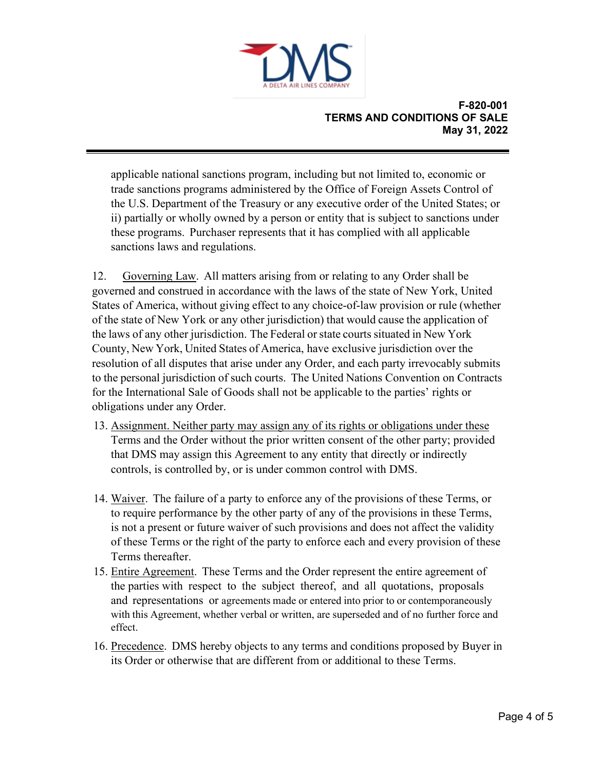applicable national sanctions program, including but not limited to, economic or trade sanctions programs administered by the Office of Foreign Assets Control of the U.S. Department of the Treasury or any executive order of the United States; or ii) partially or wholly owned by a person or entity that is subject to sanctions under these programs. Purchaser represents that it has complied with all applicable sanctions laws and regulations.

12. Governing Law. All matters arising from or relating to any Order shall be governed and construed in accordance with the laws of the state of New York, United States of America, without giving effect to any choice-of-law provision or rule (whether of the state of New York or any other jurisdiction) that would cause the application of the laws of any other jurisdiction. The Federal or state courts situated in New York County, New York, United States of America, have exclusive jurisdiction over the resolution of all disputes that arise under any Order, and each party irrevocably submits to the personal jurisdiction of such courts. The United Nations Convention on Contracts for the International Sale of Goods shall not be applicable to the parties' rights or obligations under any Order.

13. Assignment. Neither party may assign any of its rights or obligations under these Terms and the Order without the prior written consent of the other party; provided that DMS may assign this Agreement to any entity that directly or indirectly controls, is controlled by, or is under common control with DMS.

14. Waiver. The failure of a party to enforce any of the provisions of these Terms, or to require performance by the other party of any of the provisions in these Terms, is not a present or future waiver of such provisions and does not affect the validity of these Terms or the right of the party to enforce each and every provision of these Terms thereafter.

15. Entire Agreement. These Terms and the Order represent the entire agreement of the parties with respect to the subject thereof, and all quotations, proposals and representations or agreements made or entered into prior to or contemporaneously with this Agreement, whether verbal or written, are superseded and of no further force and effect.

16. Precedence. DMS hereby objects to any terms and conditions proposed by Buyer in its Order or otherwise that are different from or additional to these Terms.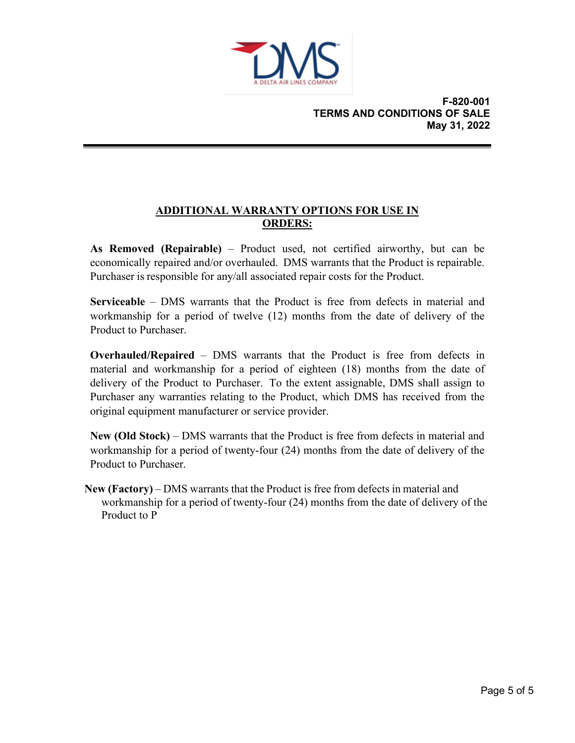## ADDITIONAL WARRANTY OPTIONS FOR USE IN ORDERS:

**As Removed (Repairable)** – Product used, not certified airworthy, but can be economically repaired and/or overhauled. DMS warrants that the Product is repairable. Purchaser is responsible for any/all associated repair costs for the Product.

**Serviceable** – DMS warrants that the Product is free from defects in material and workmanship for a period of twelve (12) months from the date of delivery of the Product to Purchaser.

**Overhauled/Repaired** – DMS warrants that the Product is free from defects in material and workmanship for a period of eighteen (18) months from the date of delivery of the Product to Purchaser. To the extent assignable, DMS shall assign to Purchaser any warranties relating to the Product, which DMS has received from the original equipment manufacturer or service provider.

**New (Old Stock)** – DMS warrants that the Product is free from defects in material and workmanship for a period of twenty-four (24) months from the date of delivery of the Product to Purchaser.

**New (Factory)** – DMS warrants that the Product is free from defects in material and workmanship for a period of twenty-four (24) months from the date of delivery of the Product to P